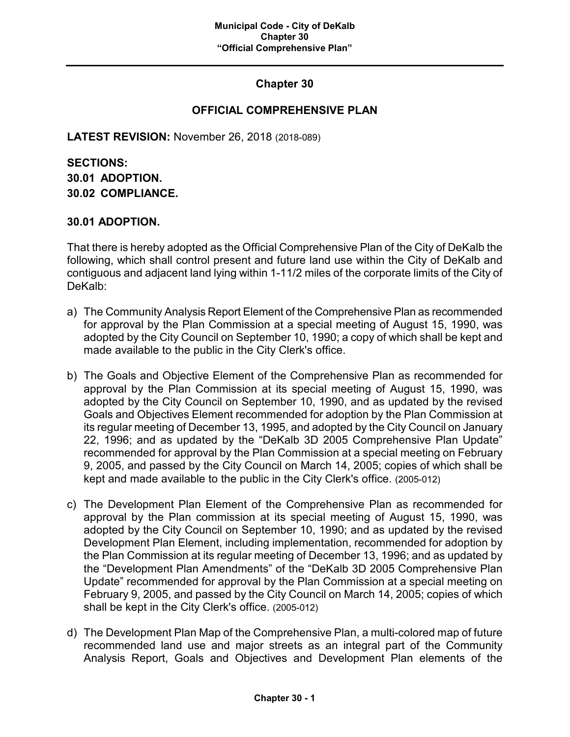# Chapter 30

## OFFICIAL COMPREHENSIVE PLAN

**LATEST REVISION:** November 26, 2018 (2018-089)

**SECTIONS:**
**30.01 ADOPTION.**
**30.02 COMPLIANCE.**

### 30.01 ADOPTION.

That there is hereby adopted as the Official Comprehensive Plan of the City of DeKalb the following, which shall control present and future land use within the City of DeKalb and contiguous and adjacent land lying within 1-11/2 miles of the corporate limits of the City of DeKalb:

a) The Community Analysis Report Element of the Comprehensive Plan as recommended for approval by the Plan Commission at a special meeting of August 15, 1990, was adopted by the City Council on September 10, 1990; a copy of which shall be kept and made available to the public in the City Clerk's office.

b) The Goals and Objective Element of the Comprehensive Plan as recommended for approval by the Plan Commission at its special meeting of August 15, 1990, was adopted by the City Council on September 10, 1990, and as updated by the revised Goals and Objectives Element recommended for adoption by the Plan Commission at its regular meeting of December 13, 1995, and adopted by the City Council on January 22, 1996; and as updated by the "DeKalb 3D 2005 Comprehensive Plan Update" recommended for approval by the Plan Commission at a special meeting on February 9, 2005, and passed by the City Council on March 14, 2005; copies of which shall be kept and made available to the public in the City Clerk's office. (2005-012)

c) The Development Plan Element of the Comprehensive Plan as recommended for approval by the Plan commission at its special meeting of August 15, 1990, was adopted by the City Council on September 10, 1990; and as updated by the revised Development Plan Element, including implementation, recommended for adoption by the Plan Commission at its regular meeting of December 13, 1996; and as updated by the "Development Plan Amendments" of the "DeKalb 3D 2005 Comprehensive Plan Update" recommended for approval by the Plan Commission at a special meeting on February 9, 2005, and passed by the City Council on March 14, 2005; copies of which shall be kept in the City Clerk's office. (2005-012)

d) The Development Plan Map of the Comprehensive Plan, a multi-colored map of future recommended land use and major streets as an integral part of the Community Analysis Report, Goals and Objectives and Development Plan elements of the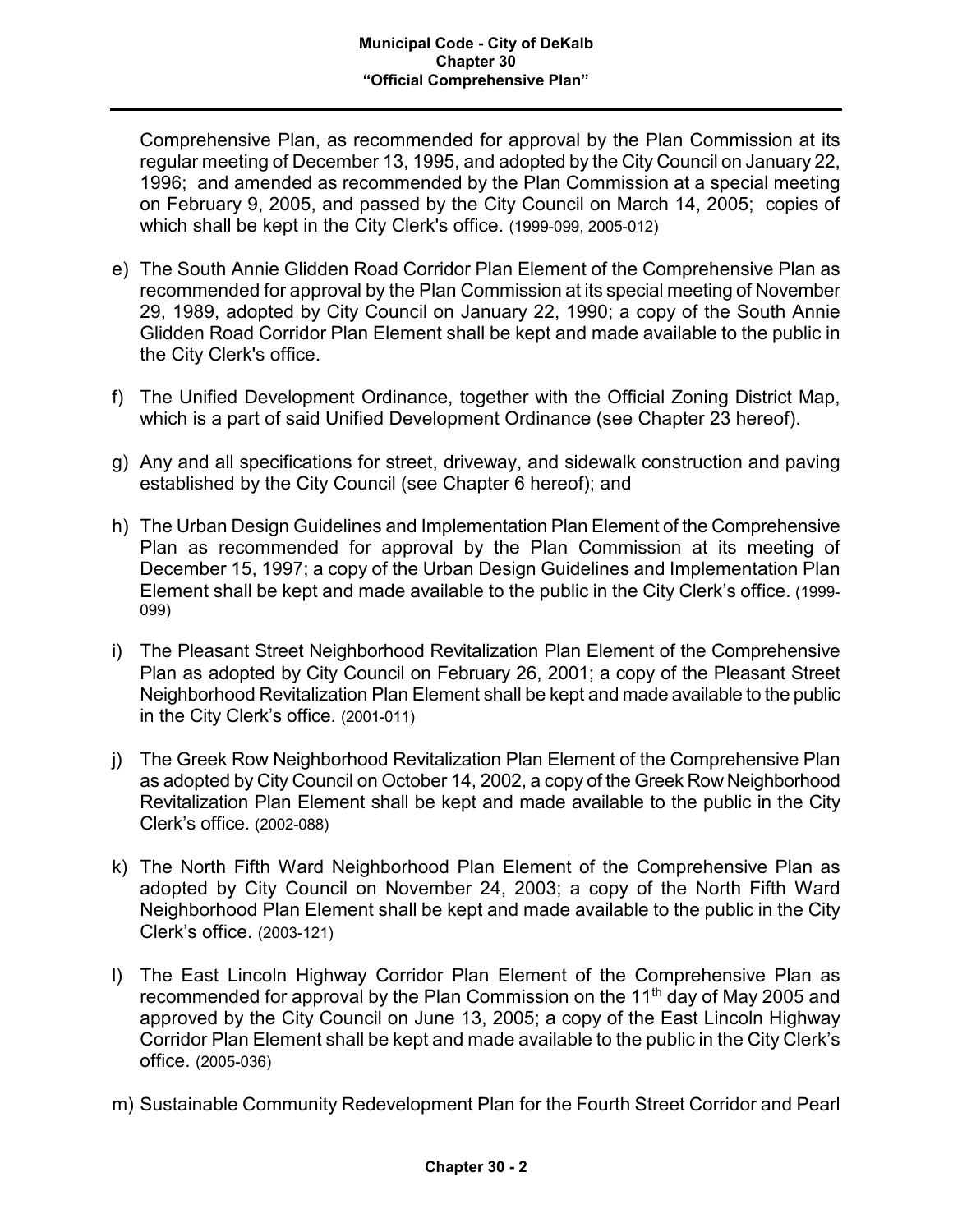Comprehensive Plan, as recommended for approval by the Plan Commission at its regular meeting of December 13, 1995, and adopted by the City Council on January 22, 1996; and amended as recommended by the Plan Commission at a special meeting on February 9, 2005, and passed by the City Council on March 14, 2005; copies of which shall be kept in the City Clerk's office. (1999-099, 2005-012)

e) The South Annie Glidden Road Corridor Plan Element of the Comprehensive Plan as recommended for approval by the Plan Commission at its special meeting of November 29, 1989, adopted by City Council on January 22, 1990; a copy of the South Annie Glidden Road Corridor Plan Element shall be kept and made available to the public in the City Clerk's office.

f) The Unified Development Ordinance, together with the Official Zoning District Map, which is a part of said Unified Development Ordinance (see Chapter 23 hereof).

g) Any and all specifications for street, driveway, and sidewalk construction and paving established by the City Council (see Chapter 6 hereof); and

h) The Urban Design Guidelines and Implementation Plan Element of the Comprehensive Plan as recommended for approval by the Plan Commission at its meeting of December 15, 1997; a copy of the Urban Design Guidelines and Implementation Plan Element shall be kept and made available to the public in the City Clerk's office. (1999-099)

i) The Pleasant Street Neighborhood Revitalization Plan Element of the Comprehensive Plan as adopted by City Council on February 26, 2001; a copy of the Pleasant Street Neighborhood Revitalization Plan Element shall be kept and made available to the public in the City Clerk's office. (2001-011)

j) The Greek Row Neighborhood Revitalization Plan Element of the Comprehensive Plan as adopted by City Council on October 14, 2002, a copy of the Greek Row Neighborhood Revitalization Plan Element shall be kept and made available to the public in the City Clerk's office. (2002-088)

k) The North Fifth Ward Neighborhood Plan Element of the Comprehensive Plan as adopted by City Council on November 24, 2003; a copy of the North Fifth Ward Neighborhood Plan Element shall be kept and made available to the public in the City Clerk's office. (2003-121)

l) The East Lincoln Highway Corridor Plan Element of the Comprehensive Plan as recommended for approval by the Plan Commission on the 11th day of May 2005 and approved by the City Council on June 13, 2005; a copy of the East Lincoln Highway Corridor Plan Element shall be kept and made available to the public in the City Clerk's office. (2005-036)

m) Sustainable Community Redevelopment Plan for the Fourth Street Corridor and Pearl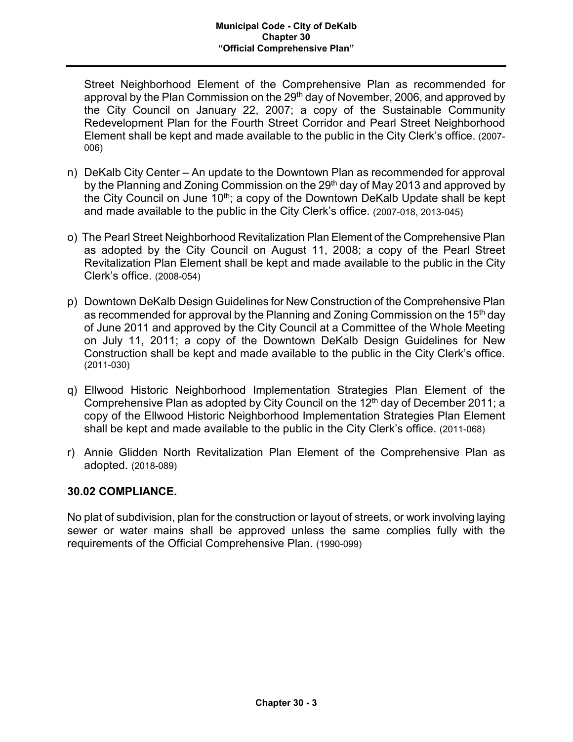Street Neighborhood Element of the Comprehensive Plan as recommended for approval by the Plan Commission on the 29th day of November, 2006, and approved by the City Council on January 22, 2007; a copy of the Sustainable Community Redevelopment Plan for the Fourth Street Corridor and Pearl Street Neighborhood Element shall be kept and made available to the public in the City Clerk's office. (2007-006)

n) DeKalb City Center – An update to the Downtown Plan as recommended for approval by the Planning and Zoning Commission on the 29th day of May 2013 and approved by the City Council on June 10th; a copy of the Downtown DeKalb Update shall be kept and made available to the public in the City Clerk's office. (2007-018, 2013-045)

o) The Pearl Street Neighborhood Revitalization Plan Element of the Comprehensive Plan as adopted by the City Council on August 11, 2008; a copy of the Pearl Street Revitalization Plan Element shall be kept and made available to the public in the City Clerk's office. (2008-054)

p) Downtown DeKalb Design Guidelines for New Construction of the Comprehensive Plan as recommended for approval by the Planning and Zoning Commission on the 15th day of June 2011 and approved by the City Council at a Committee of the Whole Meeting on July 11, 2011; a copy of the Downtown DeKalb Design Guidelines for New Construction shall be kept and made available to the public in the City Clerk's office. (2011-030)

q) Ellwood Historic Neighborhood Implementation Strategies Plan Element of the Comprehensive Plan as adopted by City Council on the 12th day of December 2011; a copy of the Ellwood Historic Neighborhood Implementation Strategies Plan Element shall be kept and made available to the public in the City Clerk's office. (2011-068)

r) Annie Glidden North Revitalization Plan Element of the Comprehensive Plan as adopted. (2018-089)

### 30.02 COMPLIANCE.

No plat of subdivision, plan for the construction or layout of streets, or work involving laying sewer or water mains shall be approved unless the same complies fully with the requirements of the Official Comprehensive Plan. (1990-099)